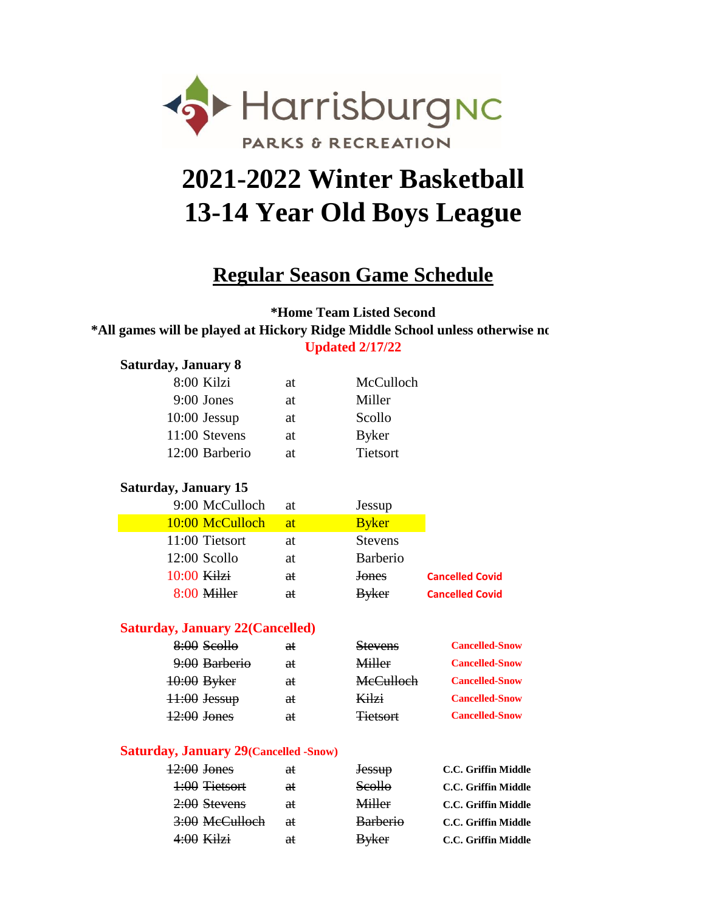HarrisburgNC
PARKS & RECREATION

# 2021-2022 Winter Basketball
# 13-14 Year Old Boys League

## Regular Season Game Schedule

**\*Home Team Listed Second**

**\*All games will be played at Hickory Ridge Middle School unless otherwise nc**

**Updated 2/17/22**

**Saturday, January 8**

| | | | | |
|---|---|---|---|---|
| 8:00 | Kilzi | at | McCulloch | |
| 9:00 | Jones | at | Miller | |
| 10:00 | Jessup | at | Scollo | |
| 11:00 | Stevens | at | Byker | |
| 12:00 | Barberio | at | Tietsort | |

**Saturday, January 15**

| | | | | |
|---|---|---|---|---|
| 9:00 | McCulloch | at | Jessup | |
| 10:00 | McCulloch | at | Byker | |
| 11:00 | Tietsort | at | Stevens | |
| 12:00 | Scollo | at | Barberio | |
| 10:00 | ~~Kilzi~~ | ~~at~~ | ~~Jones~~ | Cancelled Covid |
| 8:00 | ~~Miller~~ | ~~at~~ | ~~Byker~~ | Cancelled Covid |

**Saturday, January 22(Cancelled)**

| | | | | |
|---|---|---|---|---|
| ~~8:00~~ | ~~Scollo~~ | ~~at~~ | ~~Stevens~~ | Cancelled-Snow |
| ~~9:00~~ | ~~Barberio~~ | ~~at~~ | ~~Miller~~ | Cancelled-Snow |
| ~~10:00~~ | ~~Byker~~ | ~~at~~ | ~~McCulloch~~ | Cancelled-Snow |
| ~~11:00~~ | ~~Jessup~~ | ~~at~~ | ~~Kilzi~~ | Cancelled-Snow |
| ~~12:00~~ | ~~Jones~~ | ~~at~~ | ~~Tietsort~~ | Cancelled-Snow |

**Saturday, January 29(Cancelled -Snow)**

| | | | | |
|---|---|---|---|---|
| ~~12:00~~ | ~~Jones~~ | ~~at~~ | ~~Jessup~~ | C.C. Griffin Middle |
| ~~1:00~~ | ~~Tietsort~~ | ~~at~~ | ~~Scollo~~ | C.C. Griffin Middle |
| ~~2:00~~ | ~~Stevens~~ | ~~at~~ | ~~Miller~~ | C.C. Griffin Middle |
| ~~3:00~~ | ~~McCulloch~~ | ~~at~~ | ~~Barberio~~ | C.C. Griffin Middle |
| ~~4:00~~ | ~~Kilzi~~ | ~~at~~ | ~~Byker~~ | C.C. Griffin Middle |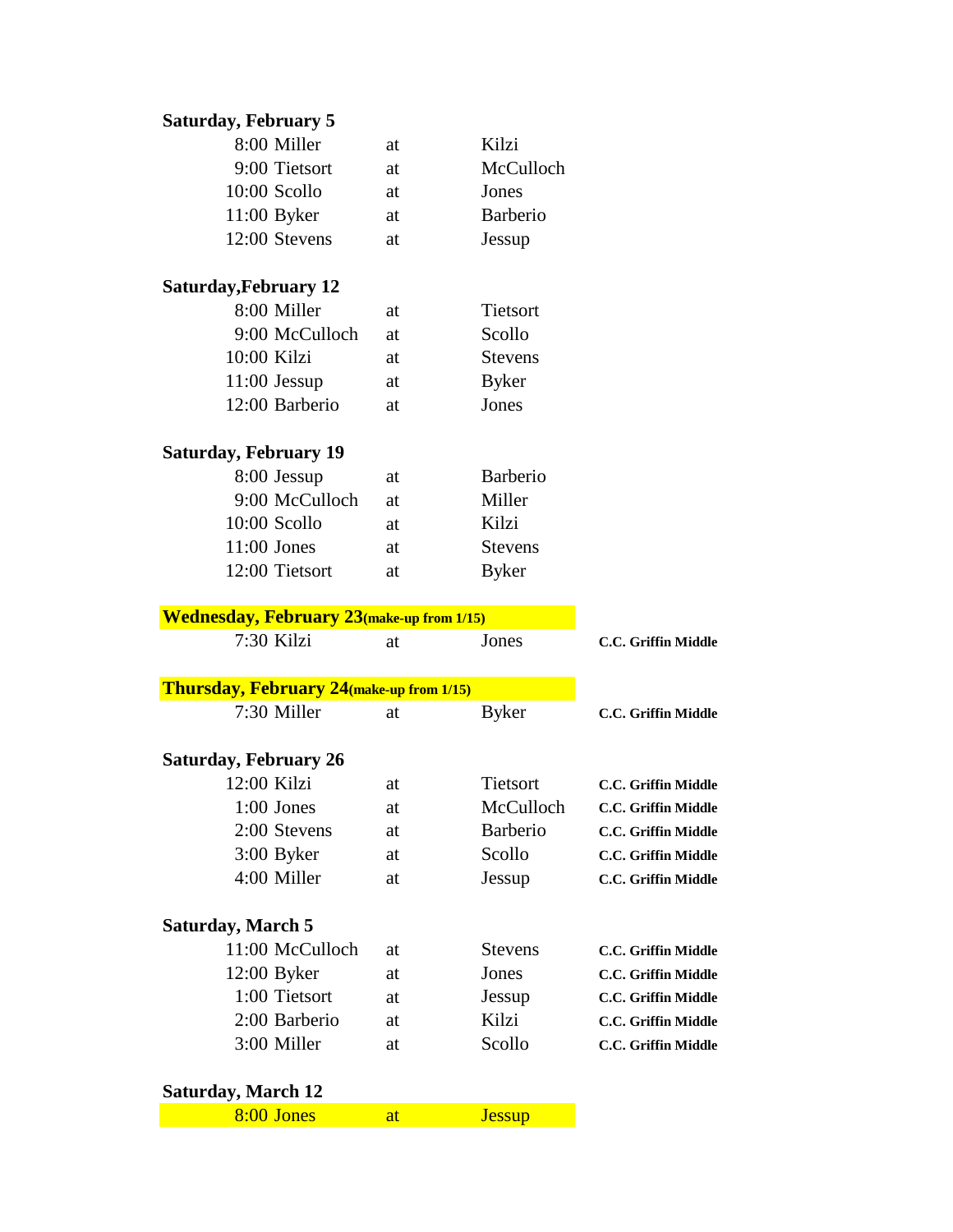**Saturday, February 5**

| | | | |
|---|---|---|---|
| 8:00 Miller | at | Kilzi | |
| 9:00 Tietsort | at | McCulloch | |
| 10:00 Scollo | at | Jones | |
| 11:00 Byker | at | Barberio | |
| 12:00 Stevens | at | Jessup | |

**Saturday,February 12**

| | | | |
|---|---|---|---|
| 8:00 Miller | at | Tietsort | |
| 9:00 McCulloch | at | Scollo | |
| 10:00 Kilzi | at | Stevens | |
| 11:00 Jessup | at | Byker | |
| 12:00 Barberio | at | Jones | |

**Saturday, February 19**

| | | | |
|---|---|---|---|
| 8:00 Jessup | at | Barberio | |
| 9:00 McCulloch | at | Miller | |
| 10:00 Scollo | at | Kilzi | |
| 11:00 Jones | at | Stevens | |
| 12:00 Tietsort | at | Byker | |

**Wednesday, February 23(make-up from 1/15)**

| | | | |
|---|---|---|---|
| 7:30 Kilzi | at | Jones | **C.C. Griffin Middle** |

**Thursday, February 24(make-up from 1/15)**

| | | | |
|---|---|---|---|
| 7:30 Miller | at | Byker | **C.C. Griffin Middle** |

**Saturday, February 26**

| | | | |
|---|---|---|---|
| 12:00 Kilzi | at | Tietsort | **C.C. Griffin Middle** |
| 1:00 Jones | at | McCulloch | **C.C. Griffin Middle** |
| 2:00 Stevens | at | Barberio | **C.C. Griffin Middle** |
| 3:00 Byker | at | Scollo | **C.C. Griffin Middle** |
| 4:00 Miller | at | Jessup | **C.C. Griffin Middle** |

**Saturday, March 5**

| | | | |
|---|---|---|---|
| 11:00 McCulloch | at | Stevens | **C.C. Griffin Middle** |
| 12:00 Byker | at | Jones | **C.C. Griffin Middle** |
| 1:00 Tietsort | at | Jessup | **C.C. Griffin Middle** |
| 2:00 Barberio | at | Kilzi | **C.C. Griffin Middle** |
| 3:00 Miller | at | Scollo | **C.C. Griffin Middle** |

**Saturday, March 12**

| | | | |
|---|---|---|---|
| 8:00 Jones | at | Jessup | |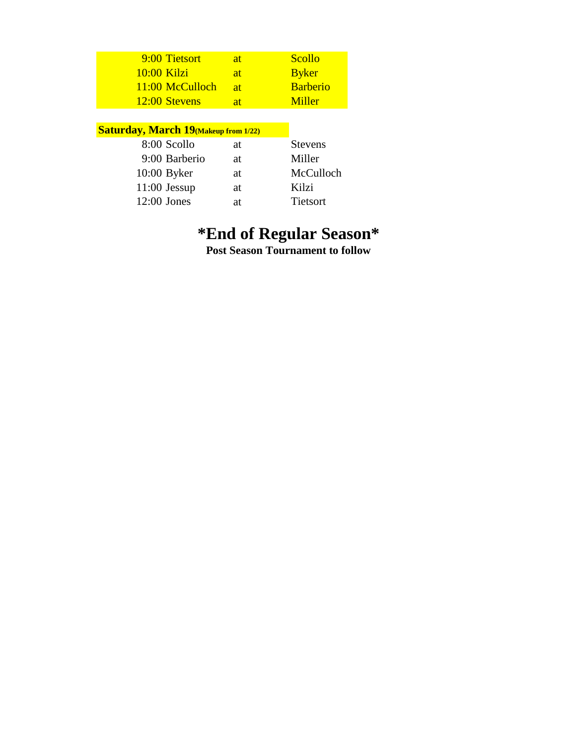| | | | |
|---|---|---|---|
| 9:00 | Tietsort | at | Scollo |
| 10:00 | Kilzi | at | Byker |
| 11:00 | McCulloch | at | Barberio |
| 12:00 | Stevens | at | Miller |

**Saturday, March 19** **(Makeup from 1/22)**

| | | | |
|---|---|---|---|
| 8:00 | Scollo | at | Stevens |
| 9:00 | Barberio | at | Miller |
| 10:00 | Byker | at | McCulloch |
| 11:00 | Jessup | at | Kilzi |
| 12:00 | Jones | at | Tietsort |

# *End of Regular Season*

**Post Season Tournament to follow**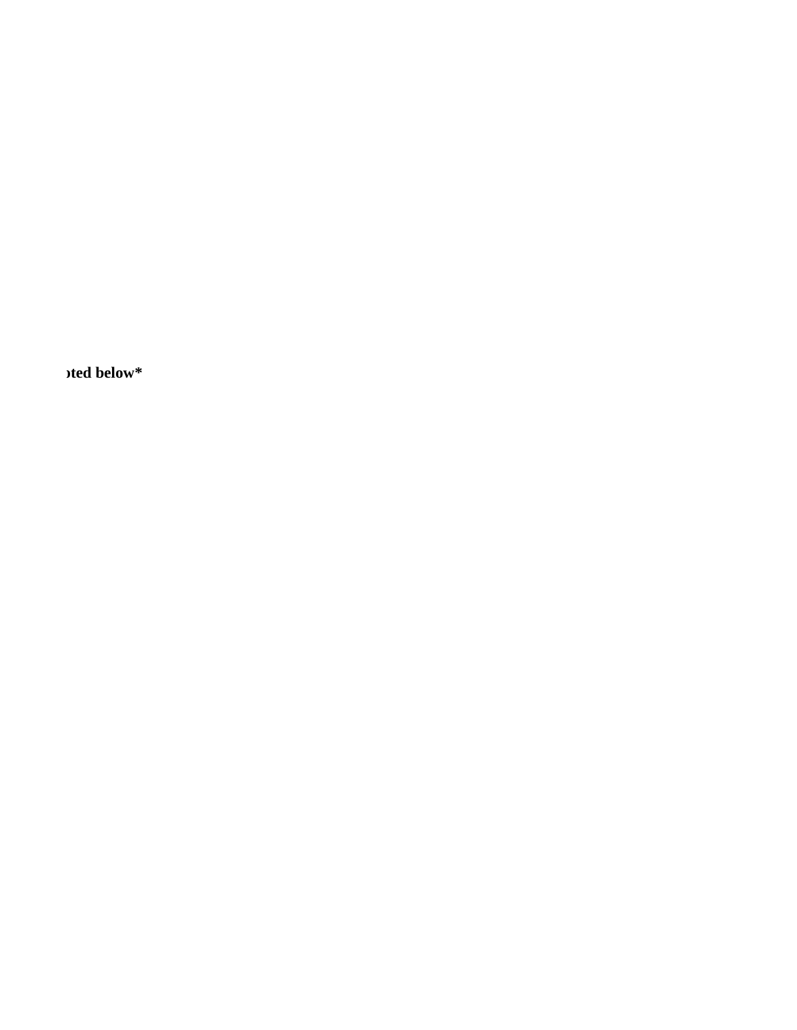**›ted below***